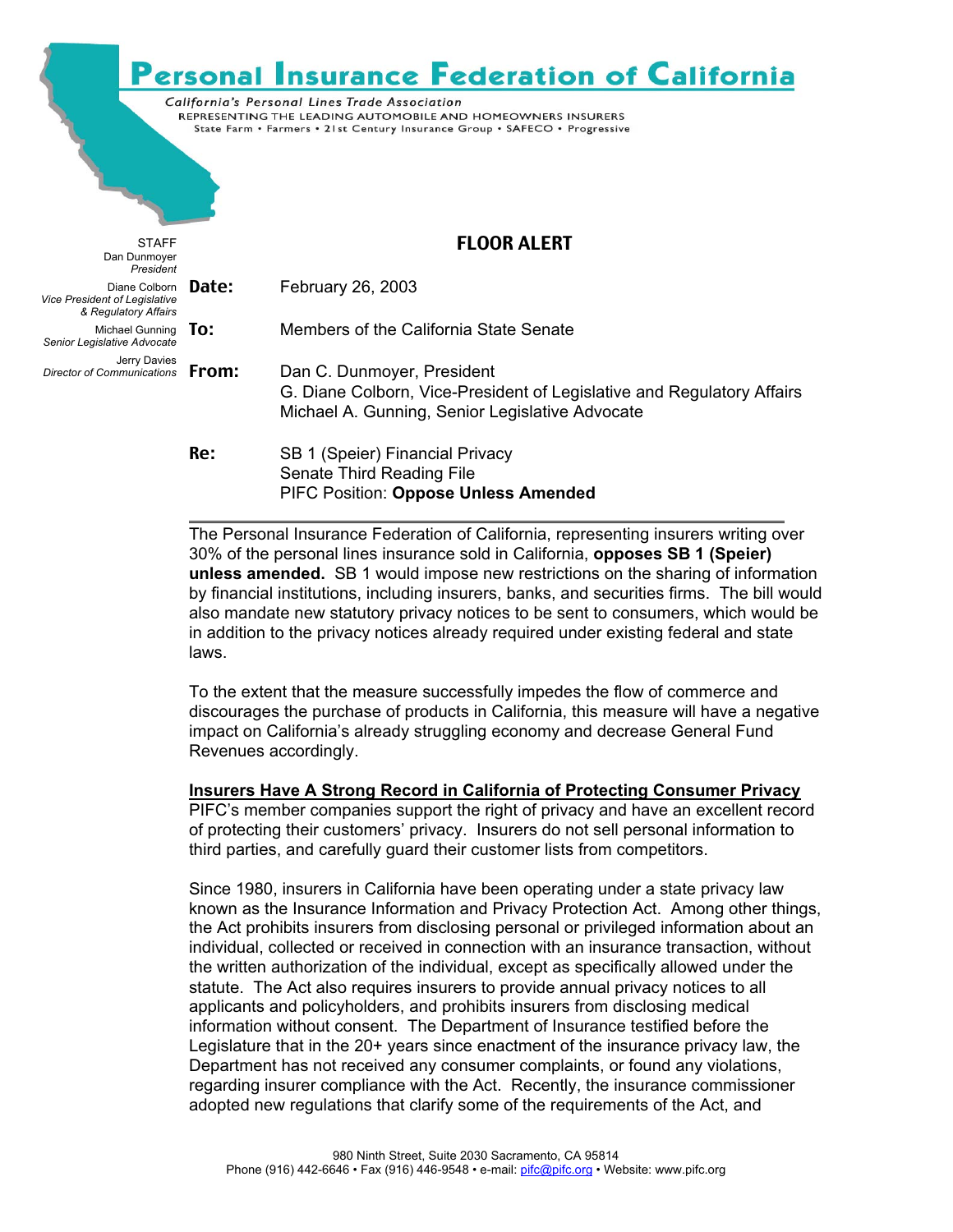# Personal Insurance Federation of California

*California's Personal Lines Trade Association*

REPRESENTING THE LEADING AUTOMOBILE AND HOMEOWNERS INSURERS

State Farm • Farmers • 21st Century Insurance Group • SAFECO • Progressive

STAFF

Dan Dunmoyer
*President*

Diane Colborn
*Vice President of Legislative & Regulatory Affairs*

Michael Gunning
*Senior Legislative Advocate*

Jerry Davies
*Director of Communications*

## FLOOR ALERT

**Date:** February 26, 2003

**To:** Members of the California State Senate

**From:** Dan C. Dunmoyer, President
G. Diane Colborn, Vice-President of Legislative and Regulatory Affairs
Michael A. Gunning, Senior Legislative Advocate

**Re:** SB 1 (Speier) Financial Privacy
Senate Third Reading File
PIFC Position: **Oppose Unless Amended**

---

The Personal Insurance Federation of California, representing insurers writing over 30% of the personal lines insurance sold in California, **opposes SB 1 (Speier) unless amended.** SB 1 would impose new restrictions on the sharing of information by financial institutions, including insurers, banks, and securities firms. The bill would also mandate new statutory privacy notices to be sent to consumers, which would be in addition to the privacy notices already required under existing federal and state laws.

To the extent that the measure successfully impedes the flow of commerce and discourages the purchase of products in California, this measure will have a negative impact on California's already struggling economy and decrease General Fund Revenues accordingly.

**Insurers Have A Strong Record in California of Protecting Consumer Privacy**

PIFC's member companies support the right of privacy and have an excellent record of protecting their customers' privacy. Insurers do not sell personal information to third parties, and carefully guard their customer lists from competitors.

Since 1980, insurers in California have been operating under a state privacy law known as the Insurance Information and Privacy Protection Act. Among other things, the Act prohibits insurers from disclosing personal or privileged information about an individual, collected or received in connection with an insurance transaction, without the written authorization of the individual, except as specifically allowed under the statute. The Act also requires insurers to provide annual privacy notices to all applicants and policyholders, and prohibits insurers from disclosing medical information without consent. The Department of Insurance testified before the Legislature that in the 20+ years since enactment of the insurance privacy law, the Department has not received any consumer complaints, or found any violations, regarding insurer compliance with the Act. Recently, the insurance commissioner adopted new regulations that clarify some of the requirements of the Act, and

980 Ninth Street, Suite 2030 Sacramento, CA 95814
Phone (916) 442-6646 • Fax (916) 446-9548 • e-mail: pifc@pifc.org • Website: www.pifc.org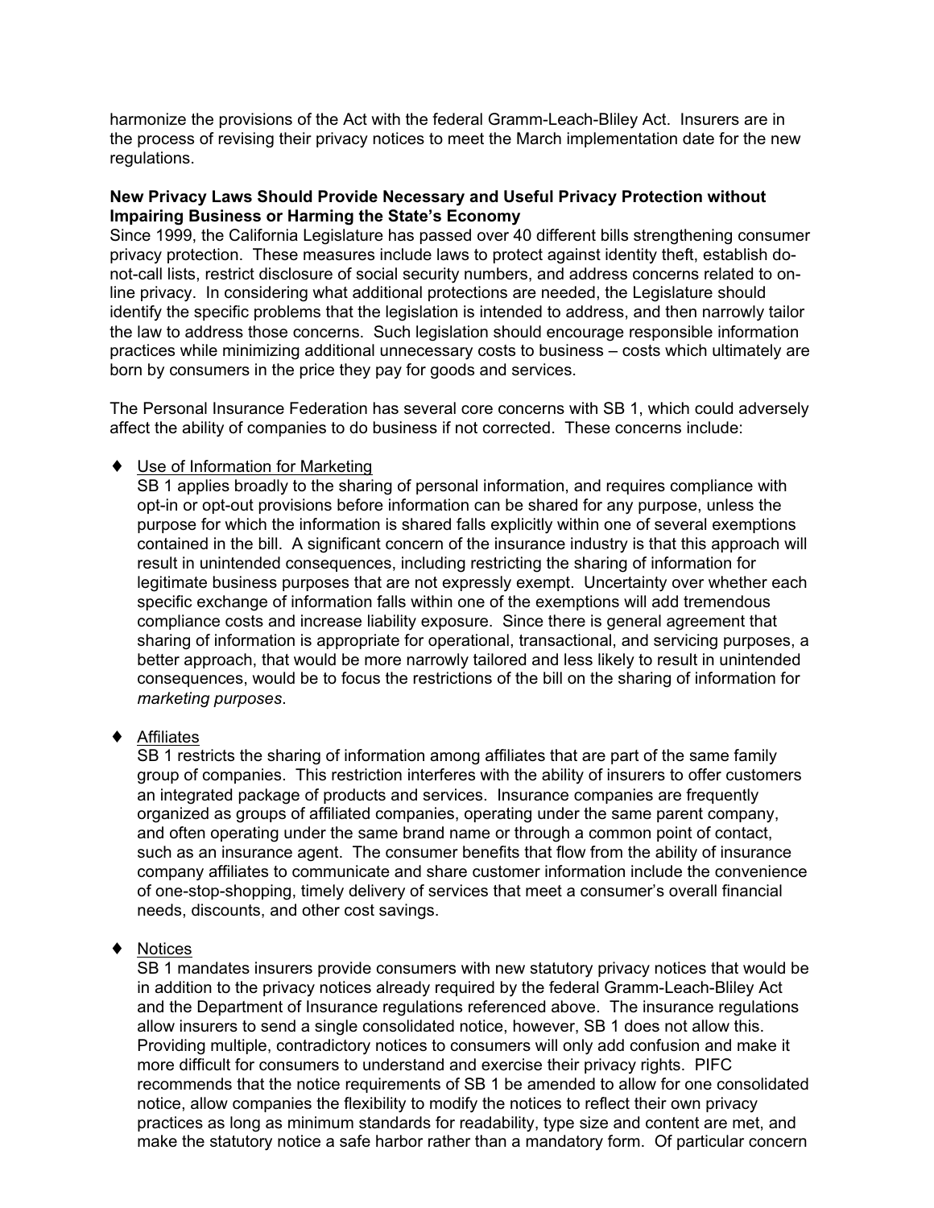harmonize the provisions of the Act with the federal Gramm-Leach-Bliley Act. Insurers are in the process of revising their privacy notices to meet the March implementation date for the new regulations.

**New Privacy Laws Should Provide Necessary and Useful Privacy Protection without Impairing Business or Harming the State's Economy**

Since 1999, the California Legislature has passed over 40 different bills strengthening consumer privacy protection. These measures include laws to protect against identity theft, establish do-not-call lists, restrict disclosure of social security numbers, and address concerns related to on-line privacy. In considering what additional protections are needed, the Legislature should identify the specific problems that the legislation is intended to address, and then narrowly tailor the law to address those concerns. Such legislation should encourage responsible information practices while minimizing additional unnecessary costs to business – costs which ultimately are born by consumers in the price they pay for goods and services.

The Personal Insurance Federation has several core concerns with SB 1, which could adversely affect the ability of companies to do business if not corrected. These concerns include:

- Use of Information for Marketing

  SB 1 applies broadly to the sharing of personal information, and requires compliance with opt-in or opt-out provisions before information can be shared for any purpose, unless the purpose for which the information is shared falls explicitly within one of several exemptions contained in the bill. A significant concern of the insurance industry is that this approach will result in unintended consequences, including restricting the sharing of information for legitimate business purposes that are not expressly exempt. Uncertainty over whether each specific exchange of information falls within one of the exemptions will add tremendous compliance costs and increase liability exposure. Since there is general agreement that sharing of information is appropriate for operational, transactional, and servicing purposes, a better approach, that would be more narrowly tailored and less likely to result in unintended consequences, would be to focus the restrictions of the bill on the sharing of information for *marketing purposes*.

- Affiliates

  SB 1 restricts the sharing of information among affiliates that are part of the same family group of companies. This restriction interferes with the ability of insurers to offer customers an integrated package of products and services. Insurance companies are frequently organized as groups of affiliated companies, operating under the same parent company, and often operating under the same brand name or through a common point of contact, such as an insurance agent. The consumer benefits that flow from the ability of insurance company affiliates to communicate and share customer information include the convenience of one-stop-shopping, timely delivery of services that meet a consumer's overall financial needs, discounts, and other cost savings.

- Notices

  SB 1 mandates insurers provide consumers with new statutory privacy notices that would be in addition to the privacy notices already required by the federal Gramm-Leach-Bliley Act and the Department of Insurance regulations referenced above. The insurance regulations allow insurers to send a single consolidated notice, however, SB 1 does not allow this. Providing multiple, contradictory notices to consumers will only add confusion and make it more difficult for consumers to understand and exercise their privacy rights. PIFC recommends that the notice requirements of SB 1 be amended to allow for one consolidated notice, allow companies the flexibility to modify the notices to reflect their own privacy practices as long as minimum standards for readability, type size and content are met, and make the statutory notice a safe harbor rather than a mandatory form. Of particular concern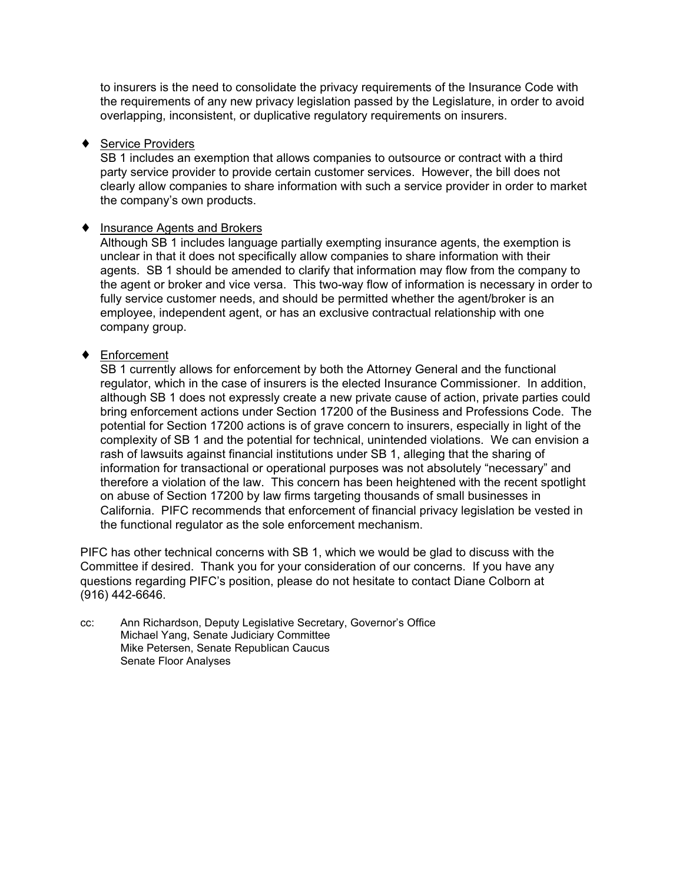to insurers is the need to consolidate the privacy requirements of the Insurance Code with the requirements of any new privacy legislation passed by the Legislature, in order to avoid overlapping, inconsistent, or duplicative regulatory requirements on insurers.

- <u>Service Providers</u>
  SB 1 includes an exemption that allows companies to outsource or contract with a third party service provider to provide certain customer services. However, the bill does not clearly allow companies to share information with such a service provider in order to market the company's own products.

- <u>Insurance Agents and Brokers</u>
  Although SB 1 includes language partially exempting insurance agents, the exemption is unclear in that it does not specifically allow companies to share information with their agents. SB 1 should be amended to clarify that information may flow from the company to the agent or broker and vice versa. This two-way flow of information is necessary in order to fully service customer needs, and should be permitted whether the agent/broker is an employee, independent agent, or has an exclusive contractual relationship with one company group.

- <u>Enforcement</u>
  SB 1 currently allows for enforcement by both the Attorney General and the functional regulator, which in the case of insurers is the elected Insurance Commissioner. In addition, although SB 1 does not expressly create a new private cause of action, private parties could bring enforcement actions under Section 17200 of the Business and Professions Code. The potential for Section 17200 actions is of grave concern to insurers, especially in light of the complexity of SB 1 and the potential for technical, unintended violations. We can envision a rash of lawsuits against financial institutions under SB 1, alleging that the sharing of information for transactional or operational purposes was not absolutely "necessary" and therefore a violation of the law. This concern has been heightened with the recent spotlight on abuse of Section 17200 by law firms targeting thousands of small businesses in California. PIFC recommends that enforcement of financial privacy legislation be vested in the functional regulator as the sole enforcement mechanism.

PIFC has other technical concerns with SB 1, which we would be glad to discuss with the Committee if desired. Thank you for your consideration of our concerns. If you have any questions regarding PIFC's position, please do not hesitate to contact Diane Colborn at (916) 442-6646.

cc: Ann Richardson, Deputy Legislative Secretary, Governor's Office
Michael Yang, Senate Judiciary Committee
Mike Petersen, Senate Republican Caucus
Senate Floor Analyses